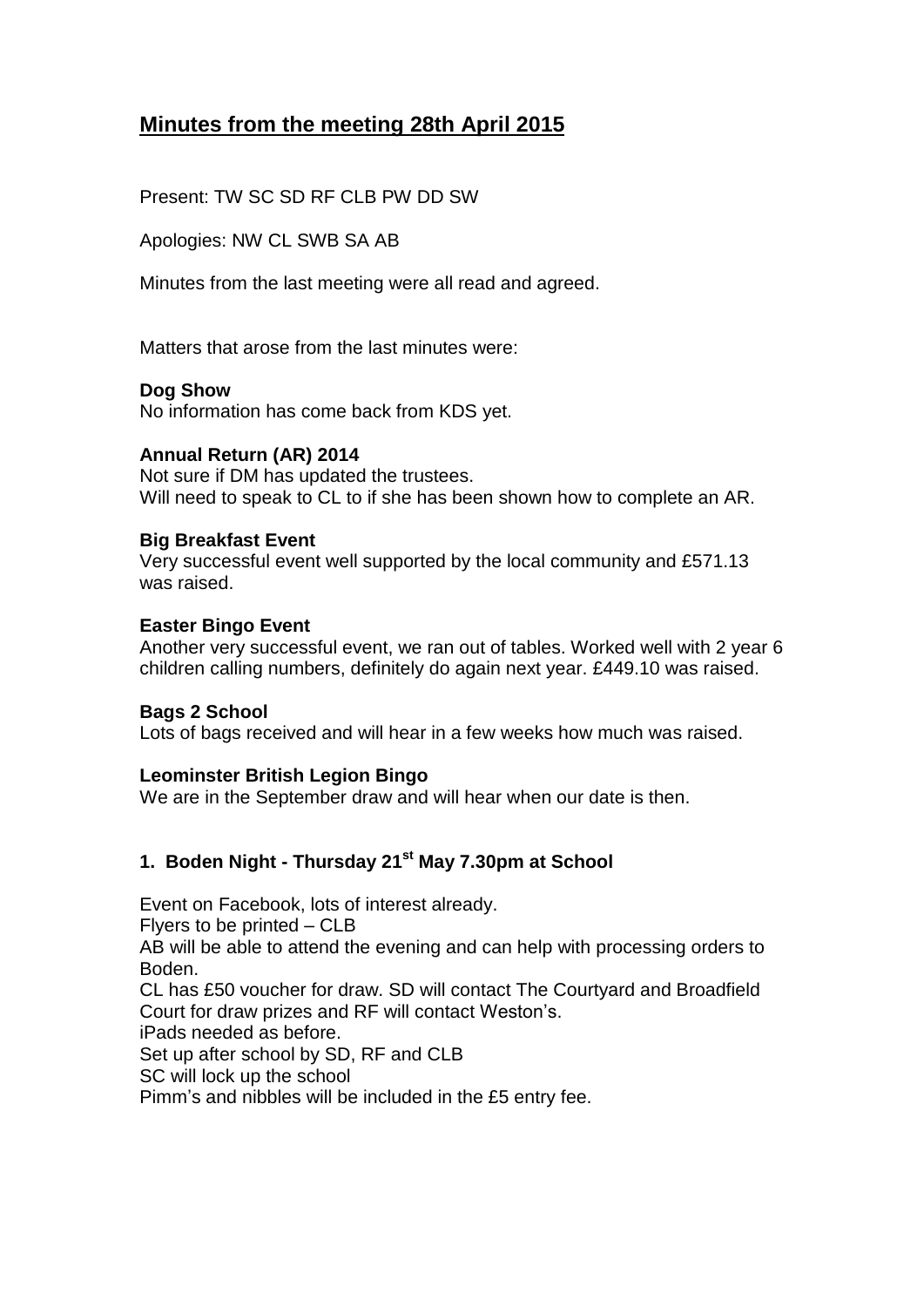# Minutes from the meeting 28th April 2015

Present: TW SC SD RF CLB PW DD SW

Apologies: NW CL SWB SA AB

Minutes from the last meeting were all read and agreed.

Matters that arose from the last minutes were:

**Dog Show**
No information has come back from KDS yet.

**Annual Return (AR) 2014**
Not sure if DM has updated the trustees.
Will need to speak to CL to if she has been shown how to complete an AR.

**Big Breakfast Event**
Very successful event well supported by the local community and £571.13 was raised.

**Easter Bingo Event**
Another very successful event, we ran out of tables. Worked well with 2 year 6 children calling numbers, definitely do again next year. £449.10 was raised.

**Bags 2 School**
Lots of bags received and will hear in a few weeks how much was raised.

**Leominster British Legion Bingo**
We are in the September draw and will hear when our date is then.

### 1. Boden Night - Thursday 21st May 7.30pm at School

Event on Facebook, lots of interest already.
Flyers to be printed – CLB
AB will be able to attend the evening and can help with processing orders to Boden.
CL has £50 voucher for draw. SD will contact The Courtyard and Broadfield Court for draw prizes and RF will contact Weston's.
iPads needed as before.
Set up after school by SD, RF and CLB
SC will lock up the school
Pimm's and nibbles will be included in the £5 entry fee.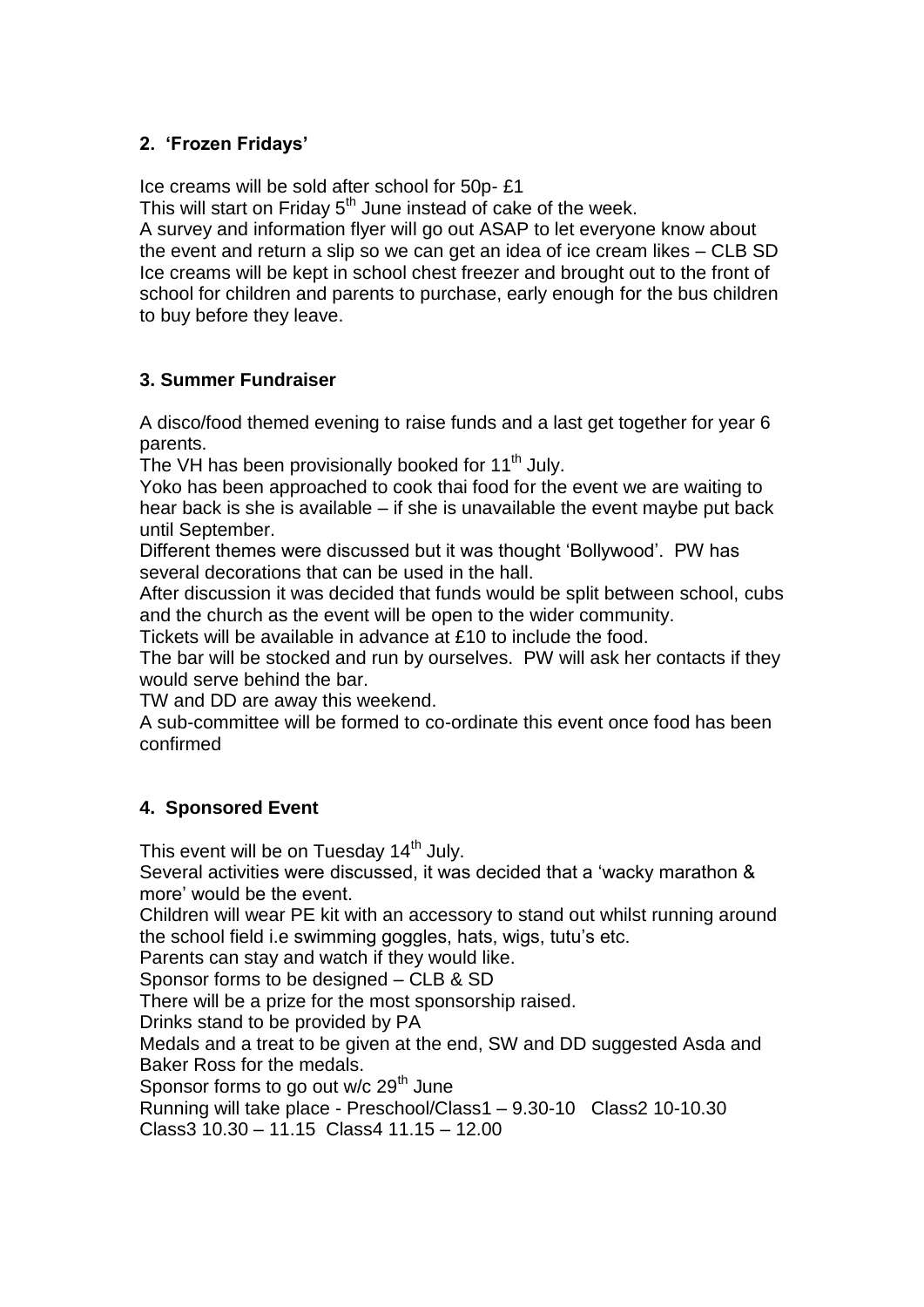## 2. 'Frozen Fridays'

Ice creams will be sold after school for 50p- £1
This will start on Friday 5th June instead of cake of the week.
A survey and information flyer will go out ASAP to let everyone know about the event and return a slip so we can get an idea of ice cream likes – CLB SD
Ice creams will be kept in school chest freezer and brought out to the front of school for children and parents to purchase, early enough for the bus children to buy before they leave.

## 3. Summer Fundraiser

A disco/food themed evening to raise funds and a last get together for year 6 parents.
The VH has been provisionally booked for 11th July.
Yoko has been approached to cook thai food for the event we are waiting to hear back is she is available – if she is unavailable the event maybe put back until September.
Different themes were discussed but it was thought 'Bollywood'. PW has several decorations that can be used in the hall.
After discussion it was decided that funds would be split between school, cubs and the church as the event will be open to the wider community.
Tickets will be available in advance at £10 to include the food.
The bar will be stocked and run by ourselves. PW will ask her contacts if they would serve behind the bar.
TW and DD are away this weekend.
A sub-committee will be formed to co-ordinate this event once food has been confirmed

## 4. Sponsored Event

This event will be on Tuesday 14th July.
Several activities were discussed, it was decided that a 'wacky marathon & more' would be the event.
Children will wear PE kit with an accessory to stand out whilst running around the school field i.e swimming goggles, hats, wigs, tutu's etc.
Parents can stay and watch if they would like.
Sponsor forms to be designed – CLB & SD
There will be a prize for the most sponsorship raised.
Drinks stand to be provided by PA
Medals and a treat to be given at the end, SW and DD suggested Asda and Baker Ross for the medals.
Sponsor forms to go out w/c 29th June
Running will take place - Preschool/Class1 – 9.30-10 Class2 10-10.30 Class3 10.30 – 11.15 Class4 11.15 – 12.00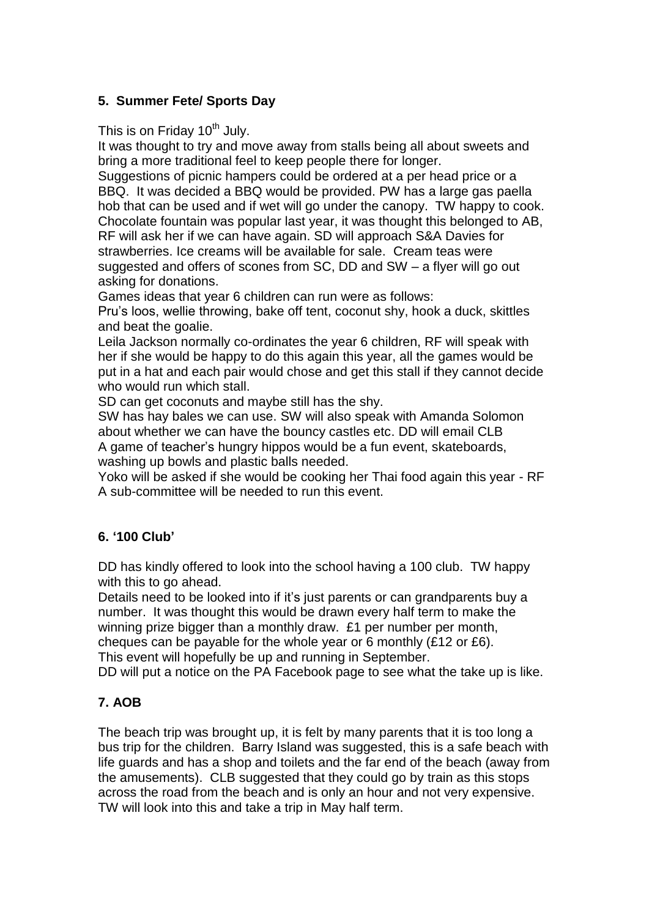### 5. Summer Fete/ Sports Day

This is on Friday 10th July.

It was thought to try and move away from stalls being all about sweets and bring a more traditional feel to keep people there for longer.

Suggestions of picnic hampers could be ordered at a per head price or a BBQ. It was decided a BBQ would be provided. PW has a large gas paella hob that can be used and if wet will go under the canopy. TW happy to cook. Chocolate fountain was popular last year, it was thought this belonged to AB, RF will ask her if we can have again. SD will approach S&A Davies for strawberries. Ice creams will be available for sale. Cream teas were suggested and offers of scones from SC, DD and SW – a flyer will go out asking for donations.

Games ideas that year 6 children can run were as follows:

Pru's loos, wellie throwing, bake off tent, coconut shy, hook a duck, skittles and beat the goalie.

Leila Jackson normally co-ordinates the year 6 children, RF will speak with her if she would be happy to do this again this year, all the games would be put in a hat and each pair would chose and get this stall if they cannot decide who would run which stall.

SD can get coconuts and maybe still has the shy.

SW has hay bales we can use. SW will also speak with Amanda Solomon about whether we can have the bouncy castles etc. DD will email CLB

A game of teacher's hungry hippos would be a fun event, skateboards, washing up bowls and plastic balls needed.

Yoko will be asked if she would be cooking her Thai food again this year - RF

A sub-committee will be needed to run this event.

### 6. '100 Club'

DD has kindly offered to look into the school having a 100 club. TW happy with this to go ahead.

Details need to be looked into if it's just parents or can grandparents buy a number. It was thought this would be drawn every half term to make the winning prize bigger than a monthly draw. £1 per number per month, cheques can be payable for the whole year or 6 monthly (£12 or £6).

This event will hopefully be up and running in September.

DD will put a notice on the PA Facebook page to see what the take up is like.

### 7. AOB

The beach trip was brought up, it is felt by many parents that it is too long a bus trip for the children. Barry Island was suggested, this is a safe beach with life guards and has a shop and toilets and the far end of the beach (away from the amusements). CLB suggested that they could go by train as this stops across the road from the beach and is only an hour and not very expensive. TW will look into this and take a trip in May half term.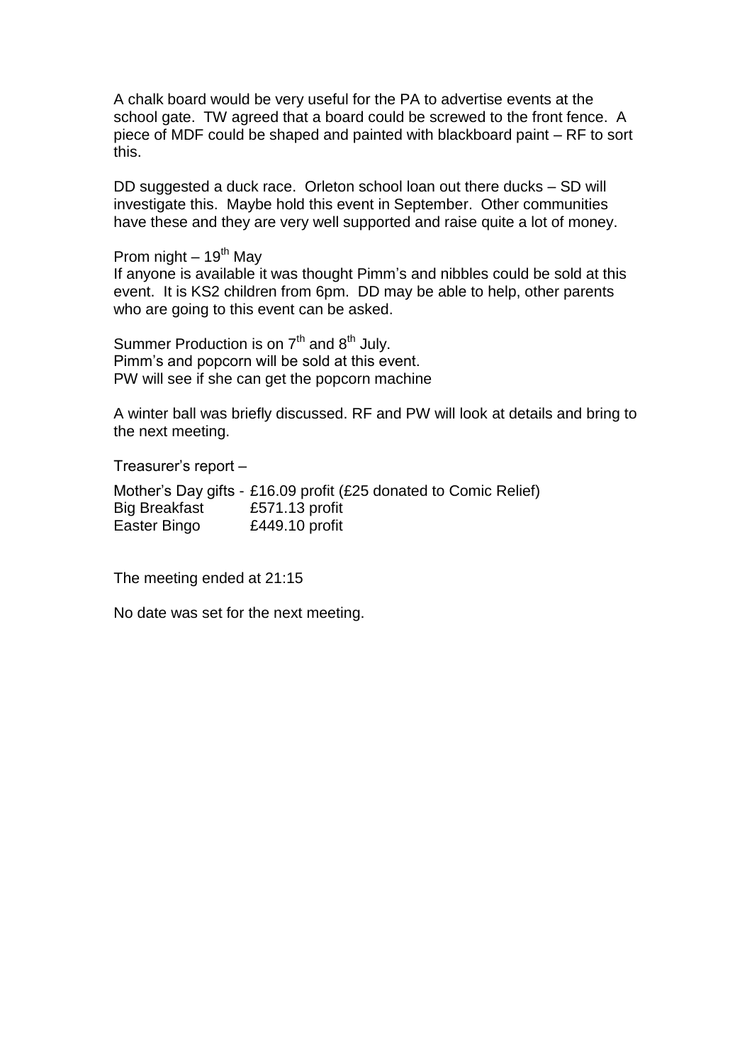A chalk board would be very useful for the PA to advertise events at the school gate. TW agreed that a board could be screwed to the front fence. A piece of MDF could be shaped and painted with blackboard paint – RF to sort this.

DD suggested a duck race. Orleton school loan out there ducks – SD will investigate this. Maybe hold this event in September. Other communities have these and they are very well supported and raise quite a lot of money.

Prom night – 19th May
If anyone is available it was thought Pimm's and nibbles could be sold at this event. It is KS2 children from 6pm. DD may be able to help, other parents who are going to this event can be asked.

Summer Production is on 7th and 8th July.
Pimm's and popcorn will be sold at this event.
PW will see if she can get the popcorn machine

A winter ball was briefly discussed. RF and PW will look at details and bring to the next meeting.

Treasurer's report –

| | |
|---|---|
| Mother's Day gifts - | £16.09 profit (£25 donated to Comic Relief) |
| Big Breakfast | £571.13 profit |
| Easter Bingo | £449.10 profit |

The meeting ended at 21:15

No date was set for the next meeting.